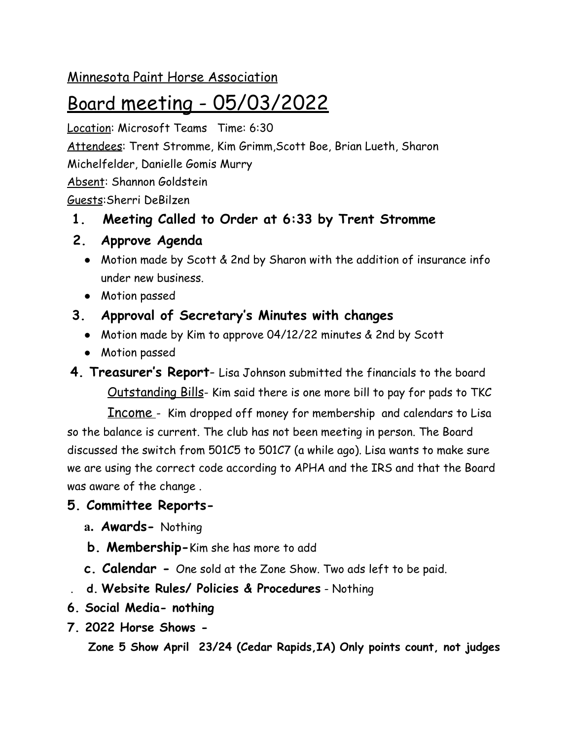Minnesota Paint Horse Association

# Board meeting - 05/03/2022

Location: Microsoft Teams   Time: 6:30

Attendees: Trent Stromme, Kim Grimm,Scott Boe, Brian Lueth, Sharon Michelfelder, Danielle Gomis Murry

Absent: Shannon Goldstein

Guests:Sherri DeBilzen

**1. Meeting Called to Order at 6:33 by Trent Stromme**

**2. Approve Agenda**

- Motion made by Scott & 2nd by Sharon with the addition of insurance info under new business.
- Motion passed

**3. Approval of Secretary's Minutes with changes**

- Motion made by Kim to approve 04/12/22 minutes & 2nd by Scott
- Motion passed

**4. Treasurer's Report**- Lisa Johnson submitted the financials to the board

Outstanding Bills- Kim said there is one more bill to pay for pads to TKC

Income - Kim dropped off money for membership and calendars to Lisa so the balance is current. The club has not been meeting in person. The Board discussed the switch from 501C5 to 501C7 (a while ago). Lisa wants to make sure we are using the correct code according to APHA and the IRS and that the Board was aware of the change .

**5. Committee Reports-**

- **a. Awards-** Nothing
- **b. Membership-**Kim she has more to add
- **c. Calendar -** One sold at the Zone Show. Two ads left to be paid.
- **d. Website Rules/ Policies & Procedures** - Nothing

**6. Social Media- nothing**

**7. 2022 Horse Shows -**

**Zone 5 Show April 23/24 (Cedar Rapids,IA) Only points count, not judges**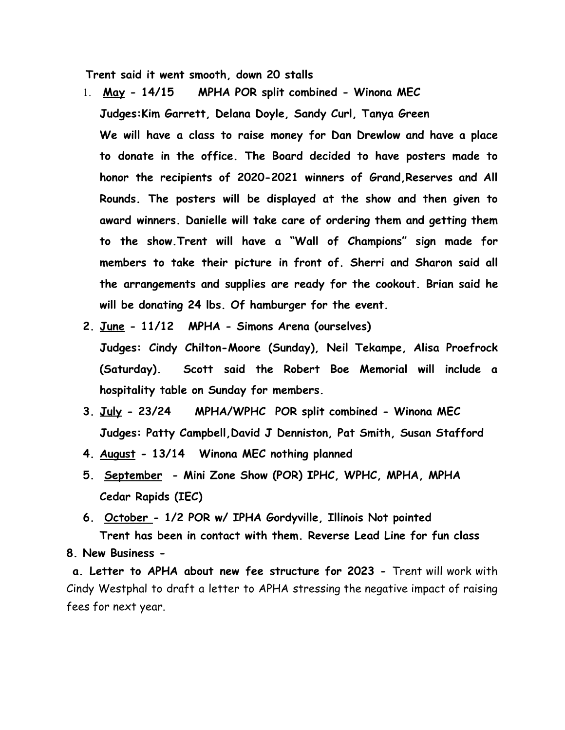**Trent said it went smooth, down 20 stalls**

1. **May - 14/15 MPHA POR split combined - Winona MEC**
   **Judges:Kim Garrett, Delana Doyle, Sandy Curl, Tanya Green**
   **We will have a class to raise money for Dan Drewlow and have a place to donate in the office. The Board decided to have posters made to honor the recipients of 2020-2021 winners of Grand,Reserves and All Rounds. The posters will be displayed at the show and then given to award winners. Danielle will take care of ordering them and getting them to the show.Trent will have a "Wall of Champions" sign made for members to take their picture in front of. Sherri and Sharon said all the arrangements and supplies are ready for the cookout. Brian said he will be donating 24 lbs. Of hamburger for the event.**
2. **June - 11/12 MPHA - Simons Arena (ourselves)**
   **Judges: Cindy Chilton-Moore (Sunday), Neil Tekampe, Alisa Proefrock (Saturday). Scott said the Robert Boe Memorial will include a hospitality table on Sunday for members.**
3. **July - 23/24 MPHA/WPHC POR split combined - Winona MEC**
   **Judges: Patty Campbell,David J Denniston, Pat Smith, Susan Stafford**
4. **August - 13/14 Winona MEC nothing planned**
5. **September - Mini Zone Show (POR) IPHC, WPHC, MPHA, MPHA Cedar Rapids (IEC)**
6. **October - 1/2 POR w/ IPHA Gordyville, Illinois Not pointed**
   **Trent has been in contact with them. Reverse Lead Line for fun class**

**8. New Business -**

**a. Letter to APHA about new fee structure for 2023 -** Trent will work with Cindy Westphal to draft a letter to APHA stressing the negative impact of raising fees for next year.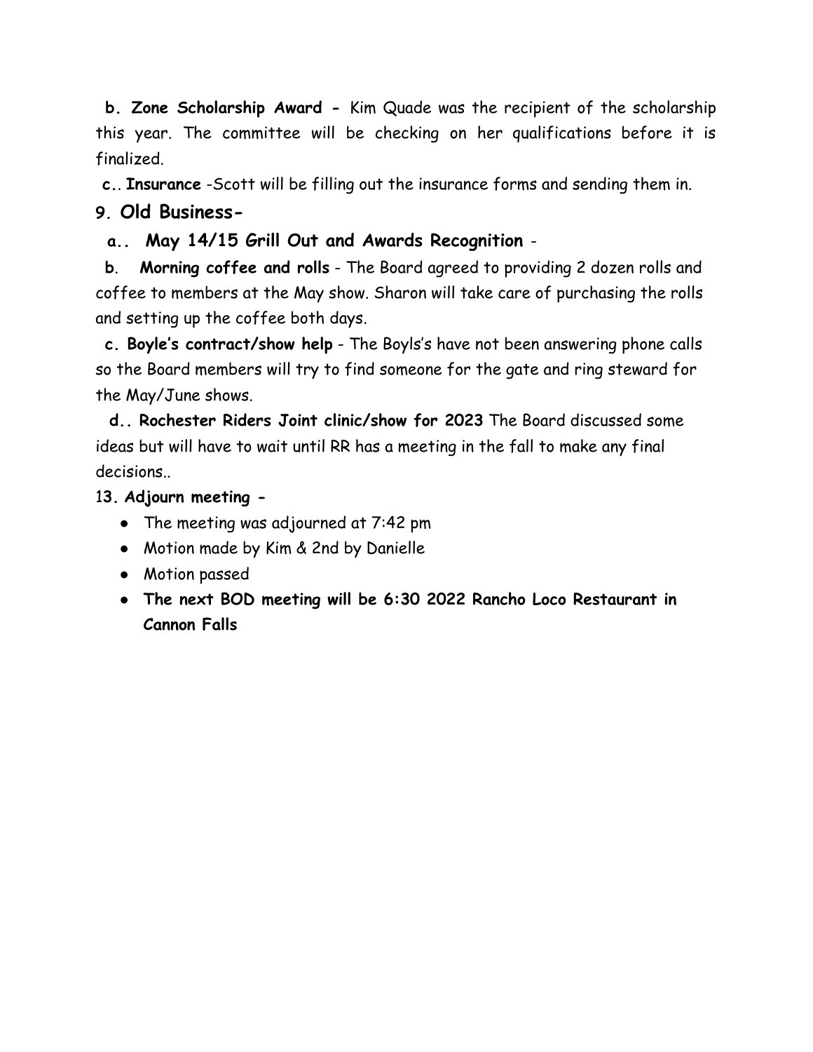**b. Zone Scholarship Award -** Kim Quade was the recipient of the scholarship this year. The committee will be checking on her qualifications before it is finalized.

**c.. Insurance** -Scott will be filling out the insurance forms and sending them in.

## 9. Old Business-

**a.. May 14/15 Grill Out and Awards Recognition** -

**b. Morning coffee and rolls** - The Board agreed to providing 2 dozen rolls and coffee to members at the May show. Sharon will take care of purchasing the rolls and setting up the coffee both days.

**c. Boyle's contract/show help** - The Boyls's have not been answering phone calls so the Board members will try to find someone for the gate and ring steward for the May/June shows.

**d.. Rochester Riders Joint clinic/show for 2023** The Board discussed some ideas but will have to wait until RR has a meeting in the fall to make any final decisions..

**13. Adjourn meeting -**

- The meeting was adjourned at 7:42 pm
- Motion made by Kim & 2nd by Danielle
- Motion passed
- **The next BOD meeting will be 6:30 2022 Rancho Loco Restaurant in Cannon Falls**